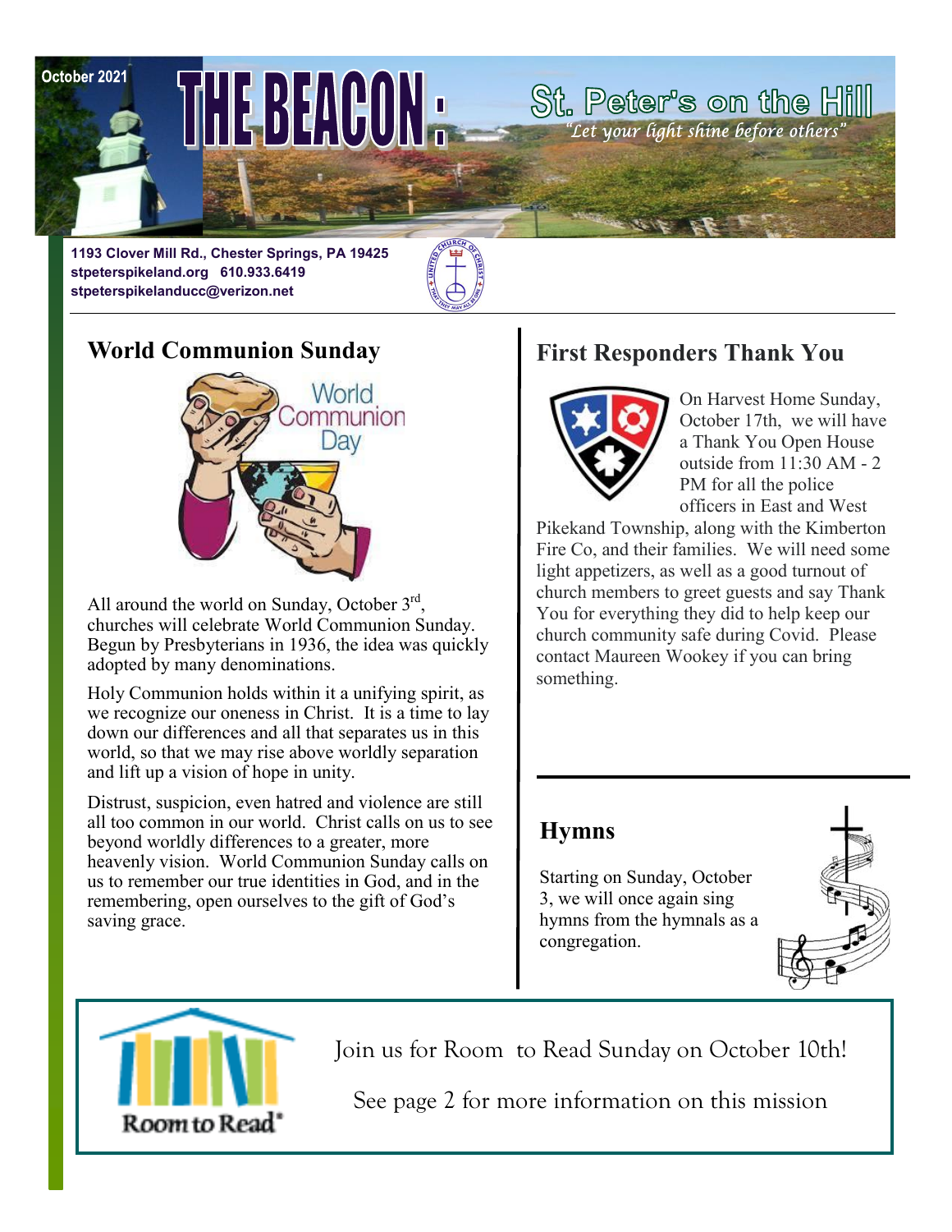October 2021

# THE BEACON: St. Peter's on the Hill

*"Let your light shine before others"*

**1193 Clover Mill Rd., Chester Springs, PA 19425**
**stpeterspikeland.org 610.933.6419**
**stpeterspikelanducc@verizon.net**

## World Communion Sunday

All around the world on Sunday, October 3rd, churches will celebrate World Communion Sunday. Begun by Presbyterians in 1936, the idea was quickly adopted by many denominations.

Holy Communion holds within it a unifying spirit, as we recognize our oneness in Christ. It is a time to lay down our differences and all that separates us in this world, so that we may rise above worldly separation and lift up a vision of hope in unity.

Distrust, suspicion, even hatred and violence are still all too common in our world. Christ calls on us to see beyond worldly differences to a greater, more heavenly vision. World Communion Sunday calls on us to remember our true identities in God, and in the remembering, open ourselves to the gift of God's saving grace.

## First Responders Thank You

On Harvest Home Sunday, October 17th, we will have a Thank You Open House outside from 11:30 AM - 2 PM for all the police officers in East and West Pikekand Township, along with the Kimberton Fire Co, and their families. We will need some light appetizers, as well as a good turnout of church members to greet guests and say Thank You for everything they did to help keep our church community safe during Covid. Please contact Maureen Wookey if you can bring something.

## Hymns

Starting on Sunday, October 3, we will once again sing hymns from the hymnals as a congregation.

Join us for Room to Read Sunday on October 10th!

See page 2 for more information on this mission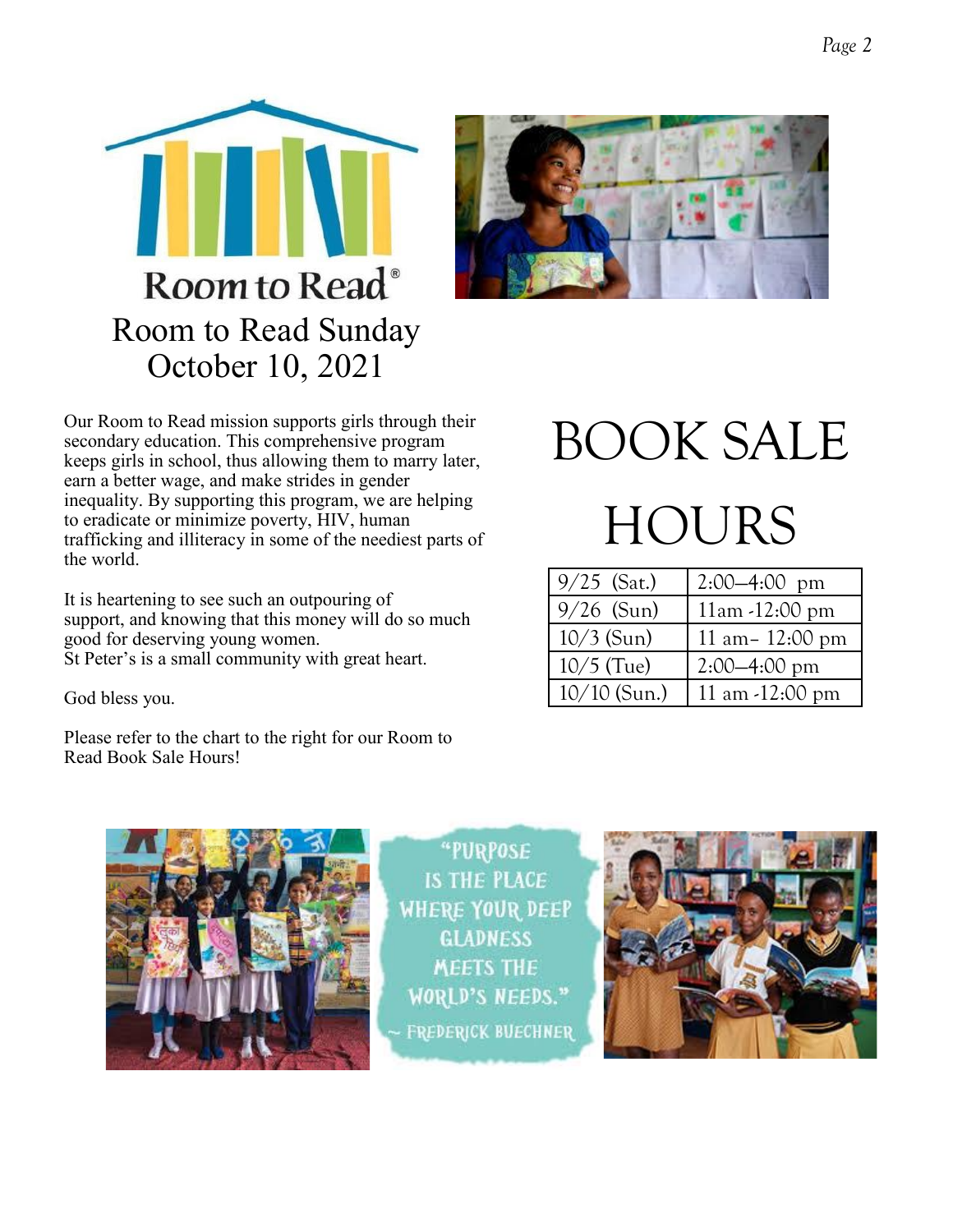# Room to Read Sunday
## October 10, 2021

Our Room to Read mission supports girls through their secondary education. This comprehensive program keeps girls in school, thus allowing them to marry later, earn a better wage, and make strides in gender inequality. By supporting this program, we are helping to eradicate or minimize poverty, HIV, human trafficking and illiteracy in some of the neediest parts of the world.

It is heartening to see such an outpouring of support, and knowing that this money will do so much good for deserving young women.
St Peter's is a small community with great heart.

God bless you.

Please refer to the chart to the right for our Room to Read Book Sale Hours!

# BOOK SALE HOURS

| 9/25 (Sat.) | 2:00—4:00 pm |
|---|---|
| 9/26 (Sun) | 11am -12:00 pm |
| 10/3 (Sun) | 11 am– 12:00 pm |
| 10/5 (Tue) | 2:00—4:00 pm |
| 10/10 (Sun.) | 11 am -12:00 pm |

"PURPOSE IS THE PLACE WHERE YOUR DEEP GLADNESS MEETS THE WORLD'S NEEDS."
~ FREDERICK BUECHNER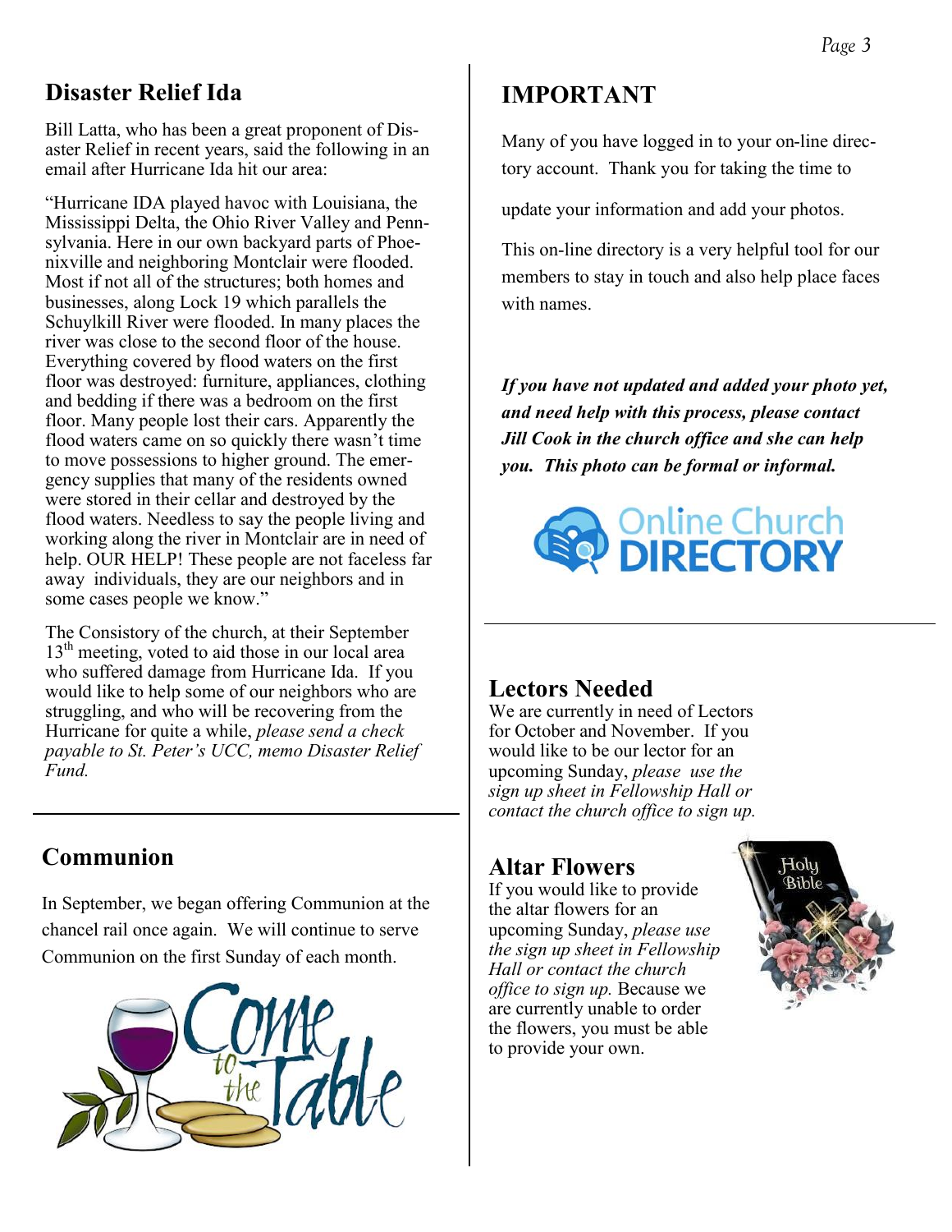## Disaster Relief Ida

Bill Latta, who has been a great proponent of Disaster Relief in recent years, said the following in an email after Hurricane Ida hit our area:

"Hurricane IDA played havoc with Louisiana, the Mississippi Delta, the Ohio River Valley and Pennsylvania. Here in our own backyard parts of Phoenixville and neighboring Montclair were flooded. Most if not all of the structures; both homes and businesses, along Lock 19 which parallels the Schuylkill River were flooded. In many places the river was close to the second floor of the house. Everything covered by flood waters on the first floor was destroyed: furniture, appliances, clothing and bedding if there was a bedroom on the first floor. Many people lost their cars. Apparently the flood waters came on so quickly there wasn't time to move possessions to higher ground. The emergency supplies that many of the residents owned were stored in their cellar and destroyed by the flood waters. Needless to say the people living and working along the river in Montclair are in need of help. OUR HELP! These people are not faceless far away individuals, they are our neighbors and in some cases people we know."

The Consistory of the church, at their September 13th meeting, voted to aid those in our local area who suffered damage from Hurricane Ida. If you would like to help some of our neighbors who are struggling, and who will be recovering from the Hurricane for quite a while, *please send a check payable to St. Peter's UCC, memo Disaster Relief Fund.*

## Communion

In September, we began offering Communion at the chancel rail once again. We will continue to serve Communion on the first Sunday of each month.

## IMPORTANT

Many of you have logged in to your on-line directory account. Thank you for taking the time to update your information and add your photos.

This on-line directory is a very helpful tool for our members to stay in touch and also help place faces with names.

***If you have not updated and added your photo yet, and need help with this process, please contact Jill Cook in the church office and she can help you. This photo can be formal or informal.***

## Lectors Needed

We are currently in need of Lectors for October and November. If you would like to be our lector for an upcoming Sunday, *please use the sign up sheet in Fellowship Hall or contact the church office to sign up.*

## Altar Flowers

If you would like to provide the altar flowers for an upcoming Sunday, *please use the sign up sheet in Fellowship Hall or contact the church office to sign up.* Because we are currently unable to order the flowers, you must be able to provide your own.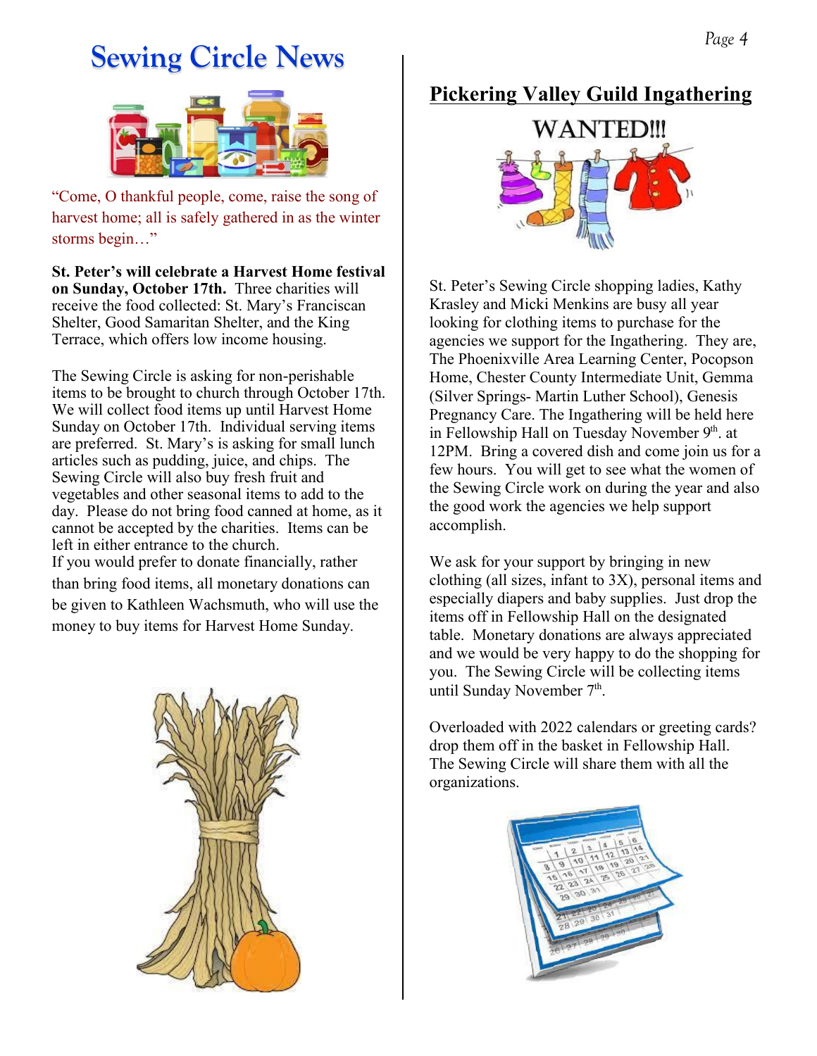# Sewing Circle News

"Come, O thankful people, come, raise the song of harvest home; all is safely gathered in as the winter storms begin…"

**St. Peter's will celebrate a Harvest Home festival on Sunday, October 17th.** Three charities will receive the food collected: St. Mary's Franciscan Shelter, Good Samaritan Shelter, and the King Terrace, which offers low income housing.

The Sewing Circle is asking for non-perishable items to be brought to church through October 17th. We will collect food items up until Harvest Home Sunday on October 17th. Individual serving items are preferred. St. Mary's is asking for small lunch articles such as pudding, juice, and chips. The Sewing Circle will also buy fresh fruit and vegetables and other seasonal items to add to the day. Please do not bring food canned at home, as it cannot be accepted by the charities. Items can be left in either entrance to the church.
If you would prefer to donate financially, rather than bring food items, all monetary donations can be given to Kathleen Wachsmuth, who will use the money to buy items for Harvest Home Sunday.

## Pickering Valley Guild Ingathering

WANTED!!!

St. Peter's Sewing Circle shopping ladies, Kathy Krasley and Micki Menkins are busy all year looking for clothing items to purchase for the agencies we support for the Ingathering. They are, The Phoenixville Area Learning Center, Pocopson Home, Chester County Intermediate Unit, Gemma (Silver Springs- Martin Luther School), Genesis Pregnancy Care. The Ingathering will be held here in Fellowship Hall on Tuesday November 9th. at 12PM. Bring a covered dish and come join us for a few hours. You will get to see what the women of the Sewing Circle work on during the year and also the good work the agencies we help support accomplish.

We ask for your support by bringing in new clothing (all sizes, infant to 3X), personal items and especially diapers and baby supplies. Just drop the items off in Fellowship Hall on the designated table. Monetary donations are always appreciated and we would be very happy to do the shopping for you. The Sewing Circle will be collecting items until Sunday November 7th.

Overloaded with 2022 calendars or greeting cards? drop them off in the basket in Fellowship Hall. The Sewing Circle will share them with all the organizations.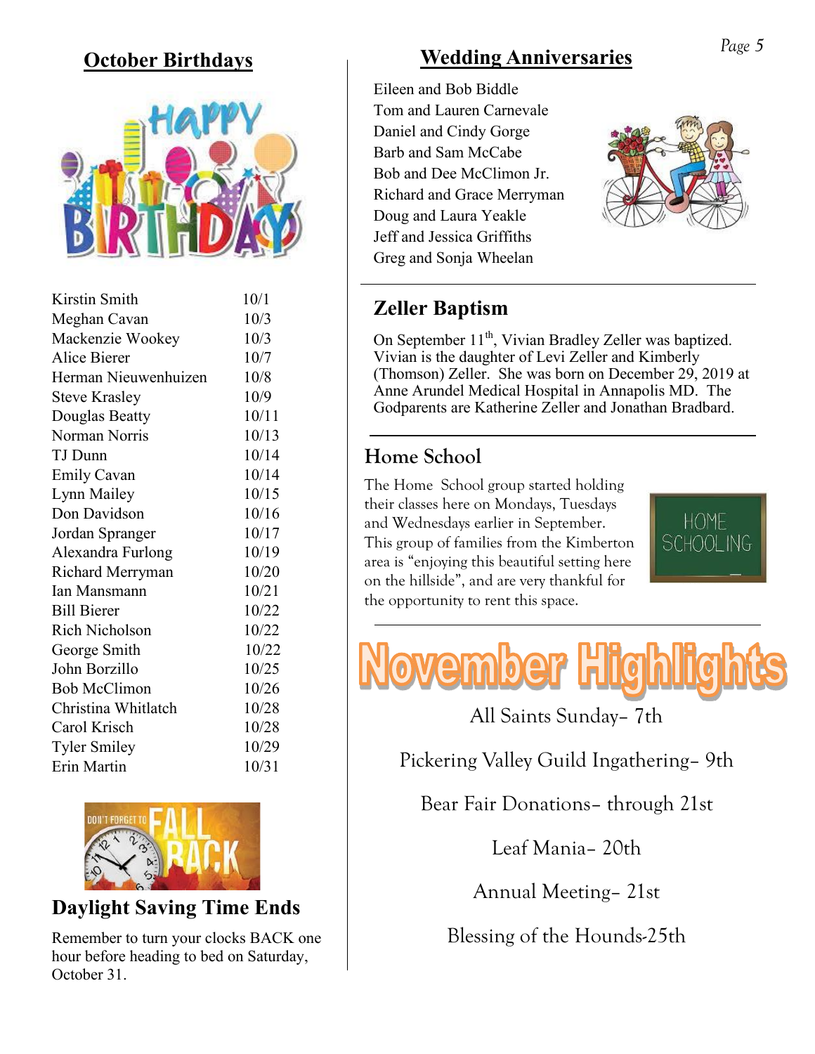## October Birthdays

| Name | Date |
|---|---|
| Kirstin Smith | 10/1 |
| Meghan Cavan | 10/3 |
| Mackenzie Wookey | 10/3 |
| Alice Bierer | 10/7 |
| Herman Nieuwenhuizen | 10/8 |
| Steve Krasley | 10/9 |
| Douglas Beatty | 10/11 |
| Norman Norris | 10/13 |
| TJ Dunn | 10/14 |
| Emily Cavan | 10/14 |
| Lynn Mailey | 10/15 |
| Don Davidson | 10/16 |
| Jordan Spranger | 10/17 |
| Alexandra Furlong | 10/19 |
| Richard Merryman | 10/20 |
| Ian Mansmann | 10/21 |
| Bill Bierer | 10/22 |
| Rich Nicholson | 10/22 |
| George Smith | 10/22 |
| John Borzillo | 10/25 |
| Bob McClimon | 10/26 |
| Christina Whitlatch | 10/28 |
| Carol Krisch | 10/28 |
| Tyler Smiley | 10/29 |
| Erin Martin | 10/31 |

## Daylight Saving Time Ends

Remember to turn your clocks BACK one hour before heading to bed on Saturday, October 31.

## Wedding Anniversaries

Eileen and Bob Biddle
Tom and Lauren Carnevale
Daniel and Cindy Gorge
Barb and Sam McCabe
Bob and Dee McClimon Jr.
Richard and Grace Merryman
Doug and Laura Yeakle
Jeff and Jessica Griffiths
Greg and Sonja Wheelan

## Zeller Baptism

On September 11th, Vivian Bradley Zeller was baptized. Vivian is the daughter of Levi Zeller and Kimberly (Thomson) Zeller. She was born on December 29, 2019 at Anne Arundel Medical Hospital in Annapolis MD. The Godparents are Katherine Zeller and Jonathan Bradbard.

## Home School

The Home School group started holding their classes here on Mondays, Tuesdays and Wednesdays earlier in September. This group of families from the Kimberton area is "enjoying this beautiful setting here on the hillside", and are very thankful for the opportunity to rent this space.

## November Highlights

All Saints Sunday– 7th

Pickering Valley Guild Ingathering– 9th

Bear Fair Donations– through 21st

Leaf Mania– 20th

Annual Meeting– 21st

Blessing of the Hounds-25th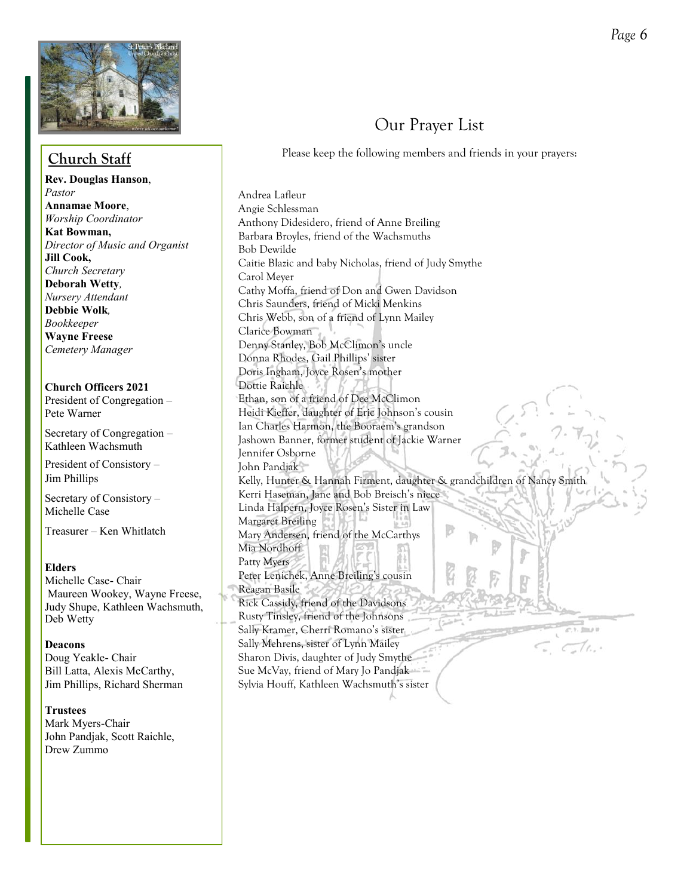## Church Staff

**Rev. Douglas Hanson**,
*Pastor*
**Annamae Moore**,
*Worship Coordinator*
**Kat Bowman,**
*Director of Music and Organist*
**Jill Cook,**
*Church Secretary*
**Deborah Wetty**,
*Nursery Attendant*
**Debbie Wolk**,
*Bookkeeper*
**Wayne Freese**
*Cemetery Manager*

**Church Officers 2021**
President of Congregation – Pete Warner

Secretary of Congregation – Kathleen Wachsmuth

President of Consistory – Jim Phillips

Secretary of Consistory – Michelle Case

Treasurer – Ken Whitlatch

**Elders**
Michelle Case- Chair
Maureen Wookey, Wayne Freese, Judy Shupe, Kathleen Wachsmuth, Deb Wetty

**Deacons**
Doug Yeakle- Chair
Bill Latta, Alexis McCarthy, Jim Phillips, Richard Sherman

**Trustees**
Mark Myers-Chair
John Pandjak, Scott Raichle, Drew Zummo

# Our Prayer List

Please keep the following members and friends in your prayers:

Andrea Lafleur
Angie Schlessman
Anthony Didesidero, friend of Anne Breiling
Barbara Broyles, friend of the Wachsmuths
Bob Dewilde
Caitie Blazic and baby Nicholas, friend of Judy Smythe
Carol Meyer
Cathy Moffa, friend of Don and Gwen Davidson
Chris Saunders, friend of Micki Menkins
Chris Webb, son of a friend of Lynn Mailey
Clarice Bowman
Denny Stanley, Bob McClimon's uncle
Donna Rhodes, Gail Phillips' sister
Doris Ingham, Joyce Rosen's mother
Dottie Raichle
Ethan, son of a friend of Dee McClimon
Heidi Kieffer, daughter of Eric Johnson's cousin
Ian Charles Harmon, the Booraem's grandson
Jashown Banner, former student of Jackie Warner
Jennifer Osborne
John Pandjak
Kelly, Hunter & Hannah Firment, daughter & grandchildren of Nancy Smith
Kerri Haseman, Jane and Bob Breisch's niece
Linda Halpern, Joyce Rosen's Sister in Law
Margaret Breiling
Mary Andersen, friend of the McCarthys
Mia Nordhoff
Patty Myers
Peter Lenichek, Anne Breiling's cousin
Reagan Basile
Rick Cassidy, friend of the Davidsons
Rusty Tinsley, friend of the Johnsons
Sally Kramer, Cherri Romano's sister
Sally Mehrens, sister of Lynn Mailey
Sharon Divis, daughter of Judy Smythe
Sue McVay, friend of Mary Jo Pandjak
Sylvia Houff, Kathleen Wachsmuth's sister